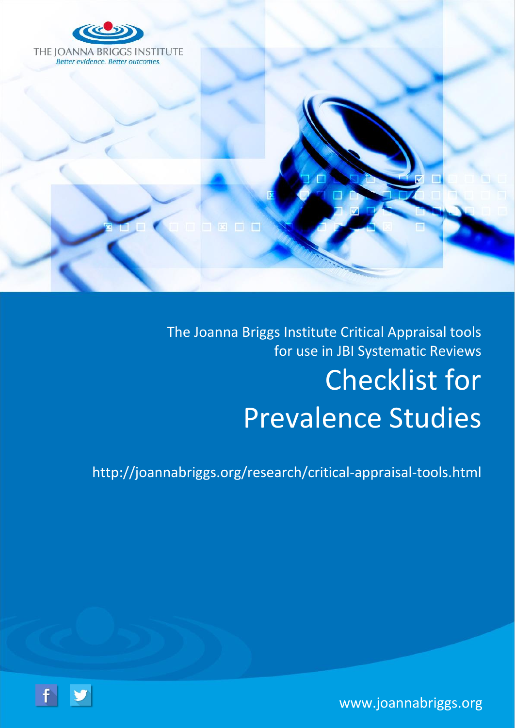THE JOANNA BRIGGS INSTITUTE

*Better evidence. Better outcomes.*

The Joanna Briggs Institute Critical Appraisal tools for use in JBI Systematic Reviews

# Checklist for Prevalence Studies

http://joannabriggs.org/research/critical-appraisal-tools.html

www.joannabriggs.org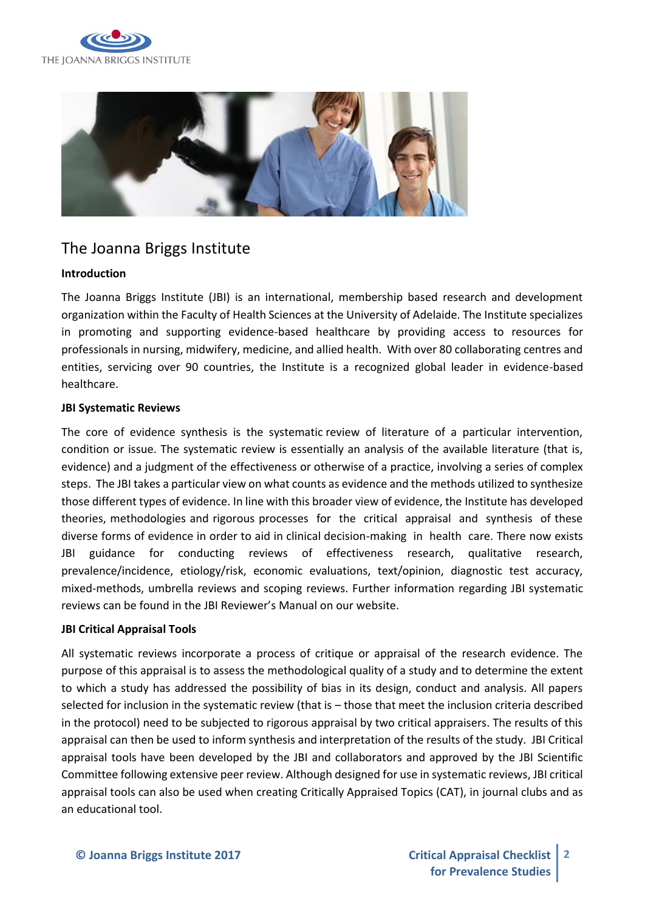# The Joanna Briggs Institute

**Introduction**

The Joanna Briggs Institute (JBI) is an international, membership based research and development organization within the Faculty of Health Sciences at the University of Adelaide. The Institute specializes in promoting and supporting evidence-based healthcare by providing access to resources for professionals in nursing, midwifery, medicine, and allied health. With over 80 collaborating centres and entities, servicing over 90 countries, the Institute is a recognized global leader in evidence-based healthcare.

**JBI Systematic Reviews**

The core of evidence synthesis is the systematic review of literature of a particular intervention, condition or issue. The systematic review is essentially an analysis of the available literature (that is, evidence) and a judgment of the effectiveness or otherwise of a practice, involving a series of complex steps. The JBI takes a particular view on what counts as evidence and the methods utilized to synthesize those different types of evidence. In line with this broader view of evidence, the Institute has developed theories, methodologies and rigorous processes for the critical appraisal and synthesis of these diverse forms of evidence in order to aid in clinical decision-making in health care. There now exists JBI guidance for conducting reviews of effectiveness research, qualitative research, prevalence/incidence, etiology/risk, economic evaluations, text/opinion, diagnostic test accuracy, mixed-methods, umbrella reviews and scoping reviews. Further information regarding JBI systematic reviews can be found in the JBI Reviewer's Manual on our website.

**JBI Critical Appraisal Tools**

All systematic reviews incorporate a process of critique or appraisal of the research evidence. The purpose of this appraisal is to assess the methodological quality of a study and to determine the extent to which a study has addressed the possibility of bias in its design, conduct and analysis. All papers selected for inclusion in the systematic review (that is – those that meet the inclusion criteria described in the protocol) need to be subjected to rigorous appraisal by two critical appraisers. The results of this appraisal can then be used to inform synthesis and interpretation of the results of the study. JBI Critical appraisal tools have been developed by the JBI and collaborators and approved by the JBI Scientific Committee following extensive peer review. Although designed for use in systematic reviews, JBI critical appraisal tools can also be used when creating Critically Appraised Topics (CAT), in journal clubs and as an educational tool.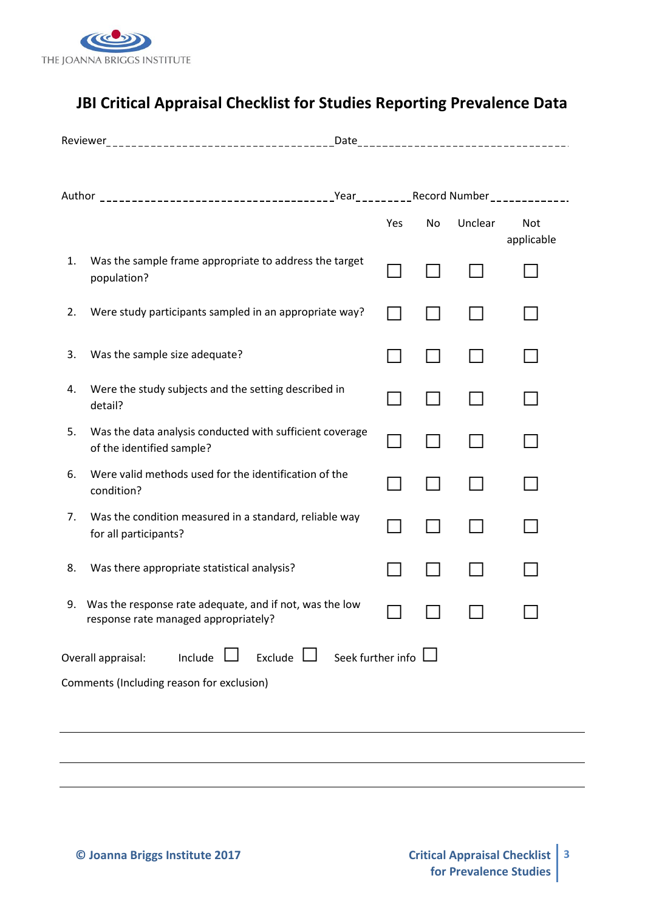THE JOANNA BRIGGS INSTITUTE

# JBI Critical Appraisal Checklist for Studies Reporting Prevalence Data

Reviewer\_\_\_\_\_\_\_\_\_\_\_\_\_\_\_\_\_\_\_\_\_\_\_\_\_\_\_\_\_\_\_\_\_\_Date\_\_\_\_\_\_\_\_\_\_\_\_\_\_\_\_\_\_\_\_\_\_\_\_\_\_\_\_\_\_\_\_

Author \_\_\_\_\_\_\_\_\_\_\_\_\_\_\_\_\_\_\_\_\_\_\_\_\_\_\_\_\_\_\_\_\_\_\_Year\_\_\_\_\_\_\_\_\_Record Number\_\_\_\_\_\_\_\_\_\_\_\_

| | | Yes | No | Unclear | Not applicable |
|---|---|---|---|---|---|
| 1. | Was the sample frame appropriate to address the target population? | ☐ | ☐ | ☐ | ☐ |
| 2. | Were study participants sampled in an appropriate way? | ☐ | ☐ | ☐ | ☐ |
| 3. | Was the sample size adequate? | ☐ | ☐ | ☐ | ☐ |
| 4. | Were the study subjects and the setting described in detail? | ☐ | ☐ | ☐ | ☐ |
| 5. | Was the data analysis conducted with sufficient coverage of the identified sample? | ☐ | ☐ | ☐ | ☐ |
| 6. | Were valid methods used for the identification of the condition? | ☐ | ☐ | ☐ | ☐ |
| 7. | Was the condition measured in a standard, reliable way for all participants? | ☐ | ☐ | ☐ | ☐ |
| 8. | Was there appropriate statistical analysis? | ☐ | ☐ | ☐ | ☐ |
| 9. | Was the response rate adequate, and if not, was the low response rate managed appropriately? | ☐ | ☐ | ☐ | ☐ |

Overall appraisal: Include ☐ Exclude ☐ Seek further info ☐

Comments (Including reason for exclusion)

\_\_\_\_\_\_\_\_\_\_\_\_\_\_\_\_\_\_\_\_\_\_\_\_\_\_\_\_\_\_\_\_\_\_\_\_\_\_\_\_\_\_\_\_\_\_\_\_\_\_\_\_\_\_\_\_\_\_\_\_\_\_\_\_\_\_\_\_\_\_\_\_\_\_\_\_\_\_

\_\_\_\_\_\_\_\_\_\_\_\_\_\_\_\_\_\_\_\_\_\_\_\_\_\_\_\_\_\_\_\_\_\_\_\_\_\_\_\_\_\_\_\_\_\_\_\_\_\_\_\_\_\_\_\_\_\_\_\_\_\_\_\_\_\_\_\_\_\_\_\_\_\_\_\_\_\_

\_\_\_\_\_\_\_\_\_\_\_\_\_\_\_\_\_\_\_\_\_\_\_\_\_\_\_\_\_\_\_\_\_\_\_\_\_\_\_\_\_\_\_\_\_\_\_\_\_\_\_\_\_\_\_\_\_\_\_\_\_\_\_\_\_\_\_\_\_\_\_\_\_\_\_\_\_\_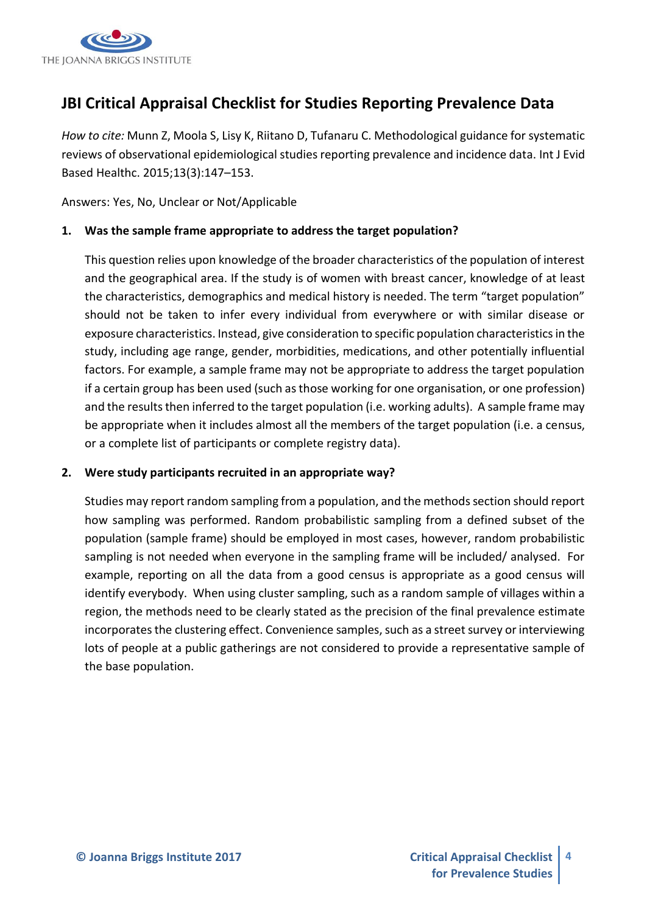# JBI Critical Appraisal Checklist for Studies Reporting Prevalence Data

*How to cite:* Munn Z, Moola S, Lisy K, Riitano D, Tufanaru C. Methodological guidance for systematic reviews of observational epidemiological studies reporting prevalence and incidence data. Int J Evid Based Healthc. 2015;13(3):147–153.

Answers: Yes, No, Unclear or Not/Applicable

**1. Was the sample frame appropriate to address the target population?**

This question relies upon knowledge of the broader characteristics of the population of interest and the geographical area. If the study is of women with breast cancer, knowledge of at least the characteristics, demographics and medical history is needed. The term "target population" should not be taken to infer every individual from everywhere or with similar disease or exposure characteristics. Instead, give consideration to specific population characteristics in the study, including age range, gender, morbidities, medications, and other potentially influential factors. For example, a sample frame may not be appropriate to address the target population if a certain group has been used (such as those working for one organisation, or one profession) and the results then inferred to the target population (i.e. working adults). A sample frame may be appropriate when it includes almost all the members of the target population (i.e. a census, or a complete list of participants or complete registry data).

**2. Were study participants recruited in an appropriate way?**

Studies may report random sampling from a population, and the methods section should report how sampling was performed. Random probabilistic sampling from a defined subset of the population (sample frame) should be employed in most cases, however, random probabilistic sampling is not needed when everyone in the sampling frame will be included/ analysed. For example, reporting on all the data from a good census is appropriate as a good census will identify everybody. When using cluster sampling, such as a random sample of villages within a region, the methods need to be clearly stated as the precision of the final prevalence estimate incorporates the clustering effect. Convenience samples, such as a street survey or interviewing lots of people at a public gatherings are not considered to provide a representative sample of the base population.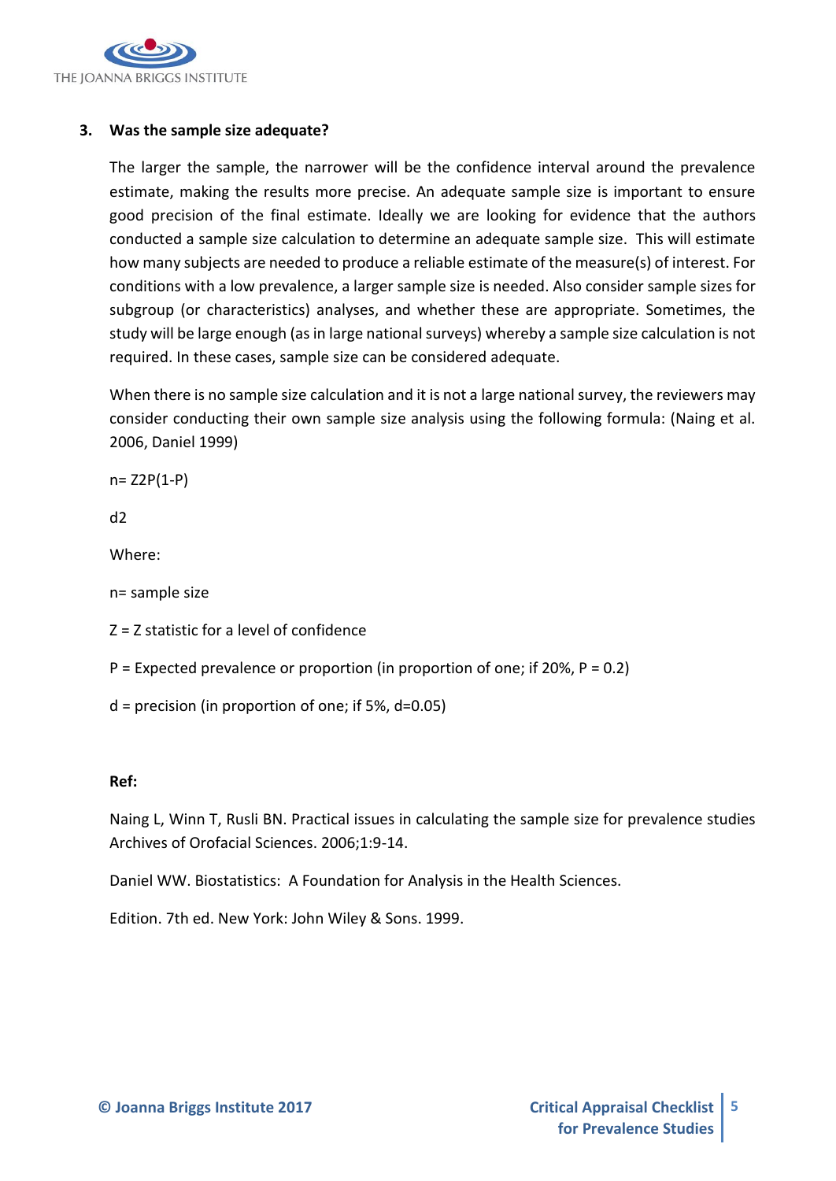3. **Was the sample size adequate?**

The larger the sample, the narrower will be the confidence interval around the prevalence estimate, making the results more precise. An adequate sample size is important to ensure good precision of the final estimate. Ideally we are looking for evidence that the authors conducted a sample size calculation to determine an adequate sample size. This will estimate how many subjects are needed to produce a reliable estimate of the measure(s) of interest. For conditions with a low prevalence, a larger sample size is needed. Also consider sample sizes for subgroup (or characteristics) analyses, and whether these are appropriate. Sometimes, the study will be large enough (as in large national surveys) whereby a sample size calculation is not required. In these cases, sample size can be considered adequate.

When there is no sample size calculation and it is not a large national survey, the reviewers may consider conducting their own sample size analysis using the following formula: (Naing et al. 2006, Daniel 1999)

$$n = \frac{Z^2 P(1-P)}{d^2}$$

Where:

n= sample size

Z = Z statistic for a level of confidence

P = Expected prevalence or proportion (in proportion of one; if 20%, P = 0.2)

d = precision (in proportion of one; if 5%, d=0.05)

**Ref:**

Naing L, Winn T, Rusli BN. Practical issues in calculating the sample size for prevalence studies Archives of Orofacial Sciences. 2006;1:9-14.

Daniel WW. Biostatistics: A Foundation for Analysis in the Health Sciences.

Edition. 7th ed. New York: John Wiley & Sons. 1999.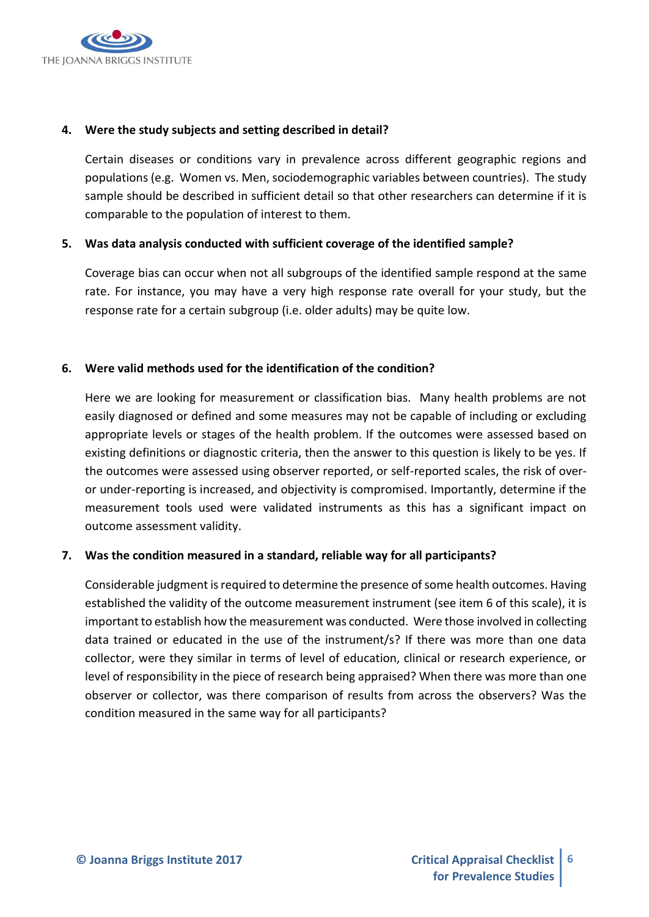**4. Were the study subjects and setting described in detail?**

Certain diseases or conditions vary in prevalence across different geographic regions and populations (e.g. Women vs. Men, sociodemographic variables between countries). The study sample should be described in sufficient detail so that other researchers can determine if it is comparable to the population of interest to them.

**5. Was data analysis conducted with sufficient coverage of the identified sample?**

Coverage bias can occur when not all subgroups of the identified sample respond at the same rate. For instance, you may have a very high response rate overall for your study, but the response rate for a certain subgroup (i.e. older adults) may be quite low.

**6. Were valid methods used for the identification of the condition?**

Here we are looking for measurement or classification bias. Many health problems are not easily diagnosed or defined and some measures may not be capable of including or excluding appropriate levels or stages of the health problem. If the outcomes were assessed based on existing definitions or diagnostic criteria, then the answer to this question is likely to be yes. If the outcomes were assessed using observer reported, or self-reported scales, the risk of over- or under-reporting is increased, and objectivity is compromised. Importantly, determine if the measurement tools used were validated instruments as this has a significant impact on outcome assessment validity.

**7. Was the condition measured in a standard, reliable way for all participants?**

Considerable judgment is required to determine the presence of some health outcomes. Having established the validity of the outcome measurement instrument (see item 6 of this scale), it is important to establish how the measurement was conducted. Were those involved in collecting data trained or educated in the use of the instrument/s? If there was more than one data collector, were they similar in terms of level of education, clinical or research experience, or level of responsibility in the piece of research being appraised? When there was more than one observer or collector, was there comparison of results from across the observers? Was the condition measured in the same way for all participants?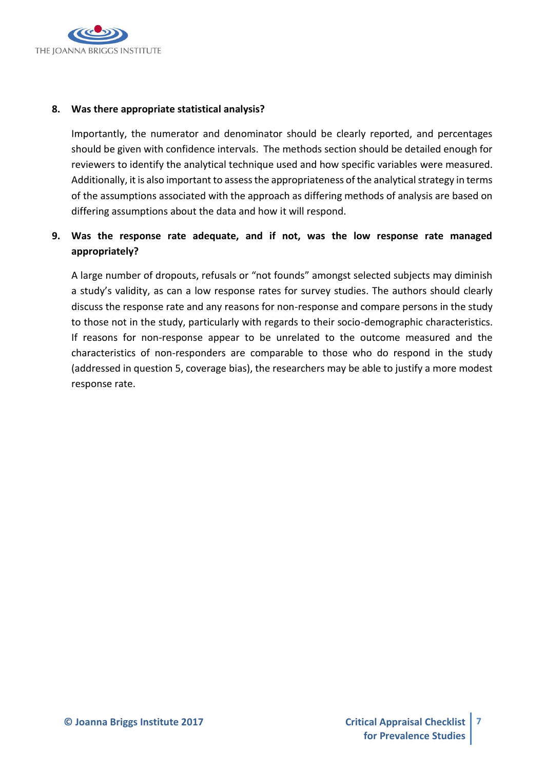**8. Was there appropriate statistical analysis?**

Importantly, the numerator and denominator should be clearly reported, and percentages should be given with confidence intervals. The methods section should be detailed enough for reviewers to identify the analytical technique used and how specific variables were measured. Additionally, it is also important to assess the appropriateness of the analytical strategy in terms of the assumptions associated with the approach as differing methods of analysis are based on differing assumptions about the data and how it will respond.

**9. Was the response rate adequate, and if not, was the low response rate managed appropriately?**

A large number of dropouts, refusals or "not founds" amongst selected subjects may diminish a study's validity, as can a low response rates for survey studies. The authors should clearly discuss the response rate and any reasons for non-response and compare persons in the study to those not in the study, particularly with regards to their socio-demographic characteristics. If reasons for non-response appear to be unrelated to the outcome measured and the characteristics of non-responders are comparable to those who do respond in the study (addressed in question 5, coverage bias), the researchers may be able to justify a more modest response rate.